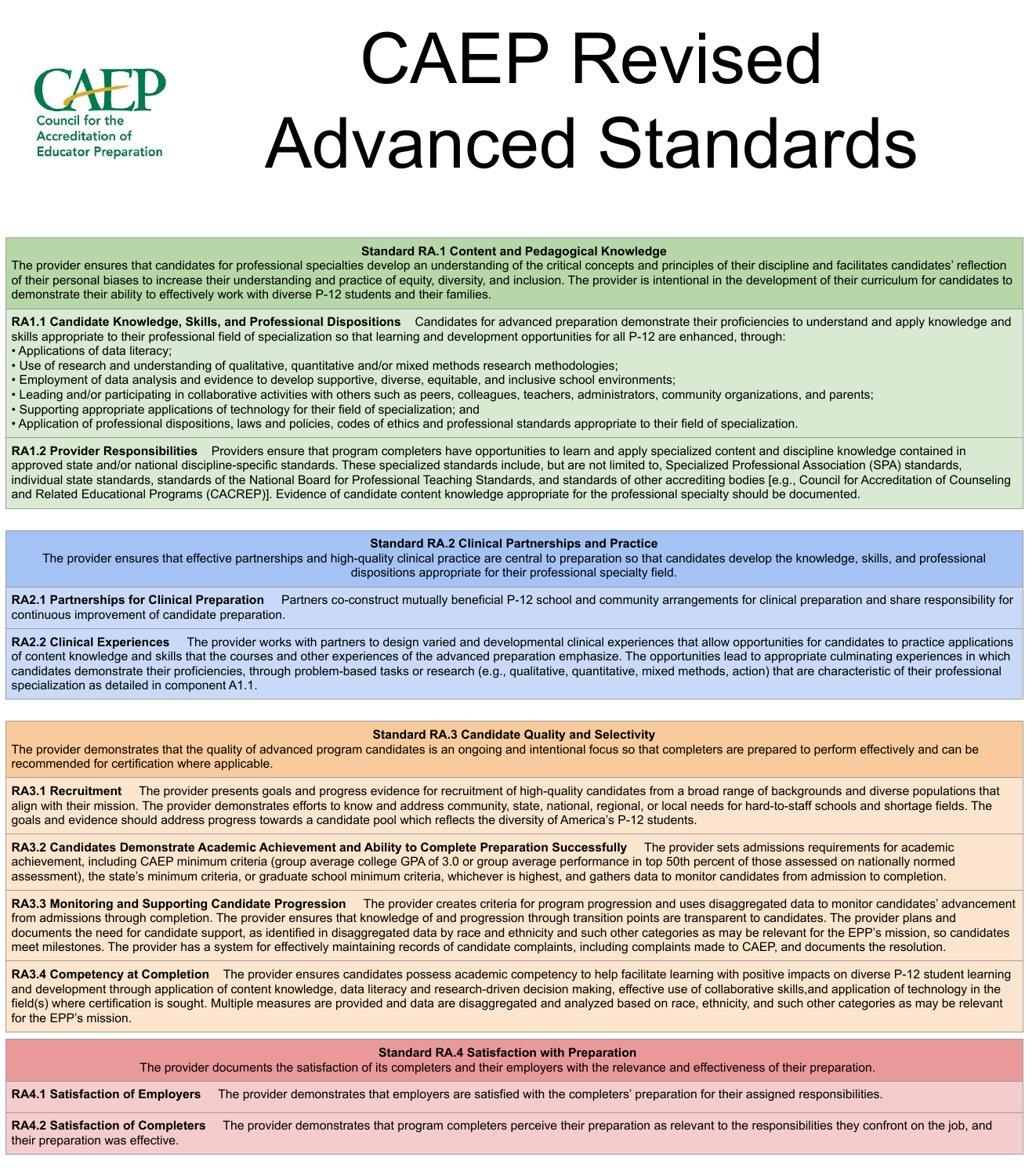Council for the Accreditation of Educator Preparation

# CAEP Revised Advanced Standards

## Standard RA.1 Content and Pedagogical Knowledge

The provider ensures that candidates for professional specialties develop an understanding of the critical concepts and principles of their discipline and facilitates candidates' reflection of their personal biases to increase their understanding and practice of equity, diversity, and inclusion. The provider is intentional in the development of their curriculum for candidates to demonstrate their ability to effectively work with diverse P-12 students and their families.

**RA1.1 Candidate Knowledge, Skills, and Professional Dispositions** Candidates for advanced preparation demonstrate their proficiencies to understand and apply knowledge and skills appropriate to their professional field of specialization so that learning and development opportunities for all P-12 are enhanced, through:

- Applications of data literacy;
- Use of research and understanding of qualitative, quantitative and/or mixed methods research methodologies;
- Employment of data analysis and evidence to develop supportive, diverse, equitable, and inclusive school environments;
- Leading and/or participating in collaborative activities with others such as peers, colleagues, teachers, administrators, community organizations, and parents;
- Supporting appropriate applications of technology for their field of specialization; and
- Application of professional dispositions, laws and policies, codes of ethics and professional standards appropriate to their field of specialization.

**RA1.2 Provider Responsibilities** Providers ensure that program completers have opportunities to learn and apply specialized content and discipline knowledge contained in approved state and/or national discipline-specific standards. These specialized standards include, but are not limited to, Specialized Professional Association (SPA) standards, individual state standards, standards of the National Board for Professional Teaching Standards, and standards of other accrediting bodies [e.g., Council for Accreditation of Counseling and Related Educational Programs (CACREP)]. Evidence of candidate content knowledge appropriate for the professional specialty should be documented.

## Standard RA.2 Clinical Partnerships and Practice

The provider ensures that effective partnerships and high-quality clinical practice are central to preparation so that candidates develop the knowledge, skills, and professional dispositions appropriate for their professional specialty field.

**RA2.1 Partnerships for Clinical Preparation** Partners co-construct mutually beneficial P-12 school and community arrangements for clinical preparation and share responsibility for continuous improvement of candidate preparation.

**RA2.2 Clinical Experiences** The provider works with partners to design varied and developmental clinical experiences that allow opportunities for candidates to practice applications of content knowledge and skills that the courses and other experiences of the advanced preparation emphasize. The opportunities lead to appropriate culminating experiences in which candidates demonstrate their proficiencies, through problem-based tasks or research (e.g., qualitative, quantitative, mixed methods, action) that are characteristic of their professional specialization as detailed in component A1.1.

## Standard RA.3 Candidate Quality and Selectivity

The provider demonstrates that the quality of advanced program candidates is an ongoing and intentional focus so that completers are prepared to perform effectively and can be recommended for certification where applicable.

**RA3.1 Recruitment** The provider presents goals and progress evidence for recruitment of high-quality candidates from a broad range of backgrounds and diverse populations that align with their mission. The provider demonstrates efforts to know and address community, state, national, regional, or local needs for hard-to-staff schools and shortage fields. The goals and evidence should address progress towards a candidate pool which reflects the diversity of America's P-12 students.

**RA3.2 Candidates Demonstrate Academic Achievement and Ability to Complete Preparation Successfully** The provider sets admissions requirements for academic achievement, including CAEP minimum criteria (group average college GPA of 3.0 or group average performance in top 50th percent of those assessed on nationally normed assessment), the state's minimum criteria, or graduate school minimum criteria, whichever is highest, and gathers data to monitor candidates from admission to completion.

**RA3.3 Monitoring and Supporting Candidate Progression** The provider creates criteria for program progression and uses disaggregated data to monitor candidates' advancement from admissions through completion. The provider ensures that knowledge of and progression through transition points are transparent to candidates. The provider plans and documents the need for candidate support, as identified in disaggregated data by race and ethnicity and such other categories as may be relevant for the EPP's mission, so candidates meet milestones. The provider has a system for effectively maintaining records of candidate complaints, including complaints made to CAEP, and documents the resolution.

**RA3.4 Competency at Completion** The provider ensures candidates possess academic competency to help facilitate learning with positive impacts on diverse P-12 student learning and development through application of content knowledge, data literacy and research-driven decision making, effective use of collaborative skills,and application of technology in the field(s) where certification is sought. Multiple measures are provided and data are disaggregated and analyzed based on race, ethnicity, and such other categories as may be relevant for the EPP's mission.

## Standard RA.4 Satisfaction with Preparation

The provider documents the satisfaction of its completers and their employers with the relevance and effectiveness of their preparation.

**RA4.1 Satisfaction of Employers** The provider demonstrates that employers are satisfied with the completers' preparation for their assigned responsibilities.

**RA4.2 Satisfaction of Completers** The provider demonstrates that program completers perceive their preparation as relevant to the responsibilities they confront on the job, and their preparation was effective.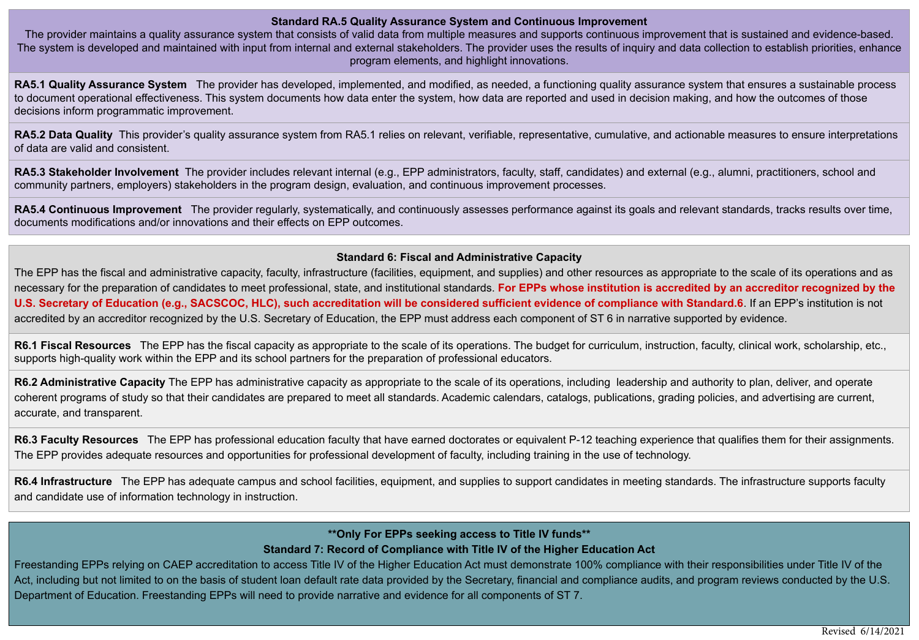### Standard RA.5 Quality Assurance System and Continuous Improvement

The provider maintains a quality assurance system that consists of valid data from multiple measures and supports continuous improvement that is sustained and evidence-based. The system is developed and maintained with input from internal and external stakeholders. The provider uses the results of inquiry and data collection to establish priorities, enhance program elements, and highlight innovations.

**RA5.1 Quality Assurance System** The provider has developed, implemented, and modified, as needed, a functioning quality assurance system that ensures a sustainable process to document operational effectiveness. This system documents how data enter the system, how data are reported and used in decision making, and how the outcomes of those decisions inform programmatic improvement.

**RA5.2 Data Quality** This provider's quality assurance system from RA5.1 relies on relevant, verifiable, representative, cumulative, and actionable measures to ensure interpretations of data are valid and consistent.

**RA5.3 Stakeholder Involvement** The provider includes relevant internal (e.g., EPP administrators, faculty, staff, candidates) and external (e.g., alumni, practitioners, school and community partners, employers) stakeholders in the program design, evaluation, and continuous improvement processes.

**RA5.4 Continuous Improvement** The provider regularly, systematically, and continuously assesses performance against its goals and relevant standards, tracks results over time, documents modifications and/or innovations and their effects on EPP outcomes.

### Standard 6: Fiscal and Administrative Capacity

The EPP has the fiscal and administrative capacity, faculty, infrastructure (facilities, equipment, and supplies) and other resources as appropriate to the scale of its operations and as necessary for the preparation of candidates to meet professional, state, and institutional standards. **For EPPs whose institution is accredited by an accreditor recognized by the U.S. Secretary of Education (e.g., SACSCOC, HLC), such accreditation will be considered sufficient evidence of compliance with Standard.6**. If an EPP's institution is not accredited by an accreditor recognized by the U.S. Secretary of Education, the EPP must address each component of ST 6 in narrative supported by evidence.

**R6.1 Fiscal Resources** The EPP has the fiscal capacity as appropriate to the scale of its operations. The budget for curriculum, instruction, faculty, clinical work, scholarship, etc., supports high-quality work within the EPP and its school partners for the preparation of professional educators.

**R6.2 Administrative Capacity** The EPP has administrative capacity as appropriate to the scale of its operations, including leadership and authority to plan, deliver, and operate coherent programs of study so that their candidates are prepared to meet all standards. Academic calendars, catalogs, publications, grading policies, and advertising are current, accurate, and transparent.

**R6.3 Faculty Resources** The EPP has professional education faculty that have earned doctorates or equivalent P-12 teaching experience that qualifies them for their assignments. The EPP provides adequate resources and opportunities for professional development of faculty, including training in the use of technology.

**R6.4 Infrastructure** The EPP has adequate campus and school facilities, equipment, and supplies to support candidates in meeting standards. The infrastructure supports faculty and candidate use of information technology in instruction.

**\*\*Only For EPPs seeking access to Title IV funds\*\***

### Standard 7: Record of Compliance with Title IV of the Higher Education Act

Freestanding EPPs relying on CAEP accreditation to access Title IV of the Higher Education Act must demonstrate 100% compliance with their responsibilities under Title IV of the Act, including but not limited to on the basis of student loan default rate data provided by the Secretary, financial and compliance audits, and program reviews conducted by the U.S. Department of Education. Freestanding EPPs will need to provide narrative and evidence for all components of ST 7.

Revised 6/14/2021